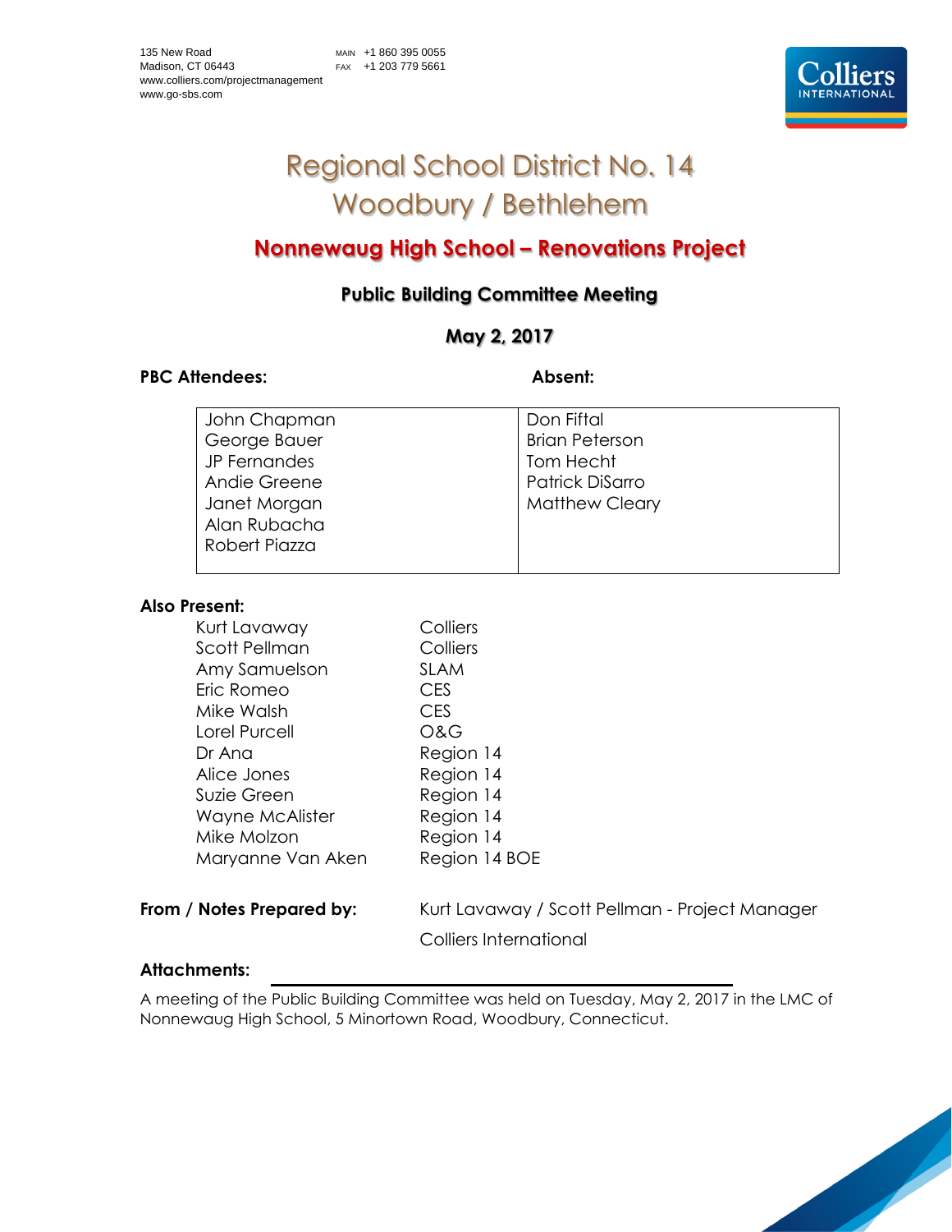135 New Road
Madison, CT 06443
www.colliers.com/projectmanagement
www.go-sbs.com

MAIN +1 860 395 0055
FAX +1 203 779 5661

# Regional School District No. 14
# Woodbury / Bethlehem

## Nonnewaug High School – Renovations Project

### Public Building Committee Meeting

### May 2, 2017

| PBC Attendees: | Absent: |
| --- | --- |
| John Chapman | Don Fiftal |
| George Bauer | Brian Peterson |
| JP Fernandes | Tom Hecht |
| Andie Greene | Patrick DiSarro |
| Janet Morgan | Matthew Cleary |
| Alan Rubacha | |
| Robert Piazza | |

**Also Present:**

| | |
| --- | --- |
| Kurt Lavaway | Colliers |
| Scott Pellman | Colliers |
| Amy Samuelson | SLAM |
| Eric Romeo | CES |
| Mike Walsh | CES |
| Lorel Purcell | O&G |
| Dr Ana | Region 14 |
| Alice Jones | Region 14 |
| Suzie Green | Region 14 |
| Wayne McAlister | Region 14 |
| Mike Molzon | Region 14 |
| Maryanne Van Aken | Region 14 BOE |

**From / Notes Prepared by:** Kurt Lavaway / Scott Pellman - Project Manager
Colliers International

**Attachments:**

A meeting of the Public Building Committee was held on Tuesday, May 2, 2017 in the LMC of Nonnewaug High School, 5 Minortown Road, Woodbury, Connecticut.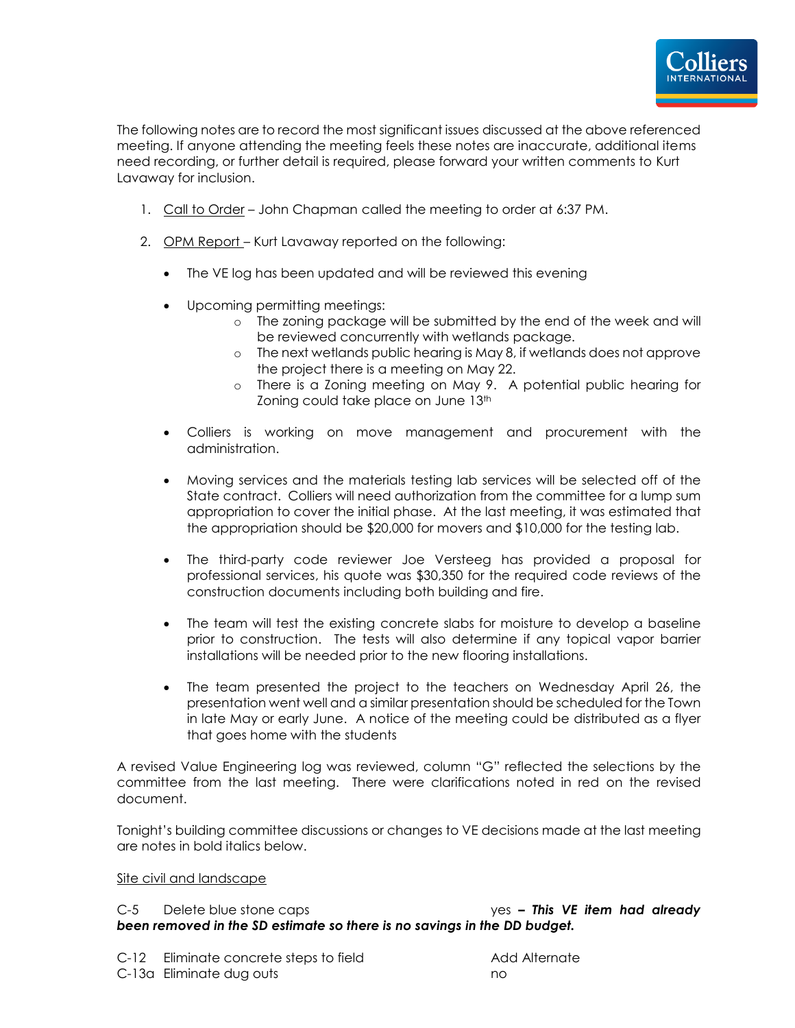The following notes are to record the most significant issues discussed at the above referenced meeting. If anyone attending the meeting feels these notes are inaccurate, additional items need recording, or further detail is required, please forward your written comments to Kurt Lavaway for inclusion.

1. Call to Order – John Chapman called the meeting to order at 6:37 PM.

2. OPM Report – Kurt Lavaway reported on the following:

   - The VE log has been updated and will be reviewed this evening

   - Upcoming permitting meetings:
     - The zoning package will be submitted by the end of the week and will be reviewed concurrently with wetlands package.
     - The next wetlands public hearing is May 8, if wetlands does not approve the project there is a meeting on May 22.
     - There is a Zoning meeting on May 9. A potential public hearing for Zoning could take place on June 13th

   - Colliers is working on move management and procurement with the administration.

   - Moving services and the materials testing lab services will be selected off of the State contract. Colliers will need authorization from the committee for a lump sum appropriation to cover the initial phase. At the last meeting, it was estimated that the appropriation should be $20,000 for movers and $10,000 for the testing lab.

   - The third-party code reviewer Joe Versteeg has provided a proposal for professional services, his quote was $30,350 for the required code reviews of the construction documents including both building and fire.

   - The team will test the existing concrete slabs for moisture to develop a baseline prior to construction. The tests will also determine if any topical vapor barrier installations will be needed prior to the new flooring installations.

   - The team presented the project to the teachers on Wednesday April 26, the presentation went well and a similar presentation should be scheduled for the Town in late May or early June. A notice of the meeting could be distributed as a flyer that goes home with the students

A revised Value Engineering log was reviewed, column "G" reflected the selections by the committee from the last meeting. There were clarifications noted in red on the revised document.

Tonight's building committee discussions or changes to VE decisions made at the last meeting are notes in bold italics below.

Site civil and landscape

C-5 Delete blue stone caps yes ***– This VE item had already been removed in the SD estimate so there is no savings in the DD budget.***

| | | |
|---|---|---|
| C-12 | Eliminate concrete steps to field | Add Alternate |
| C-13a | Eliminate dug outs | no |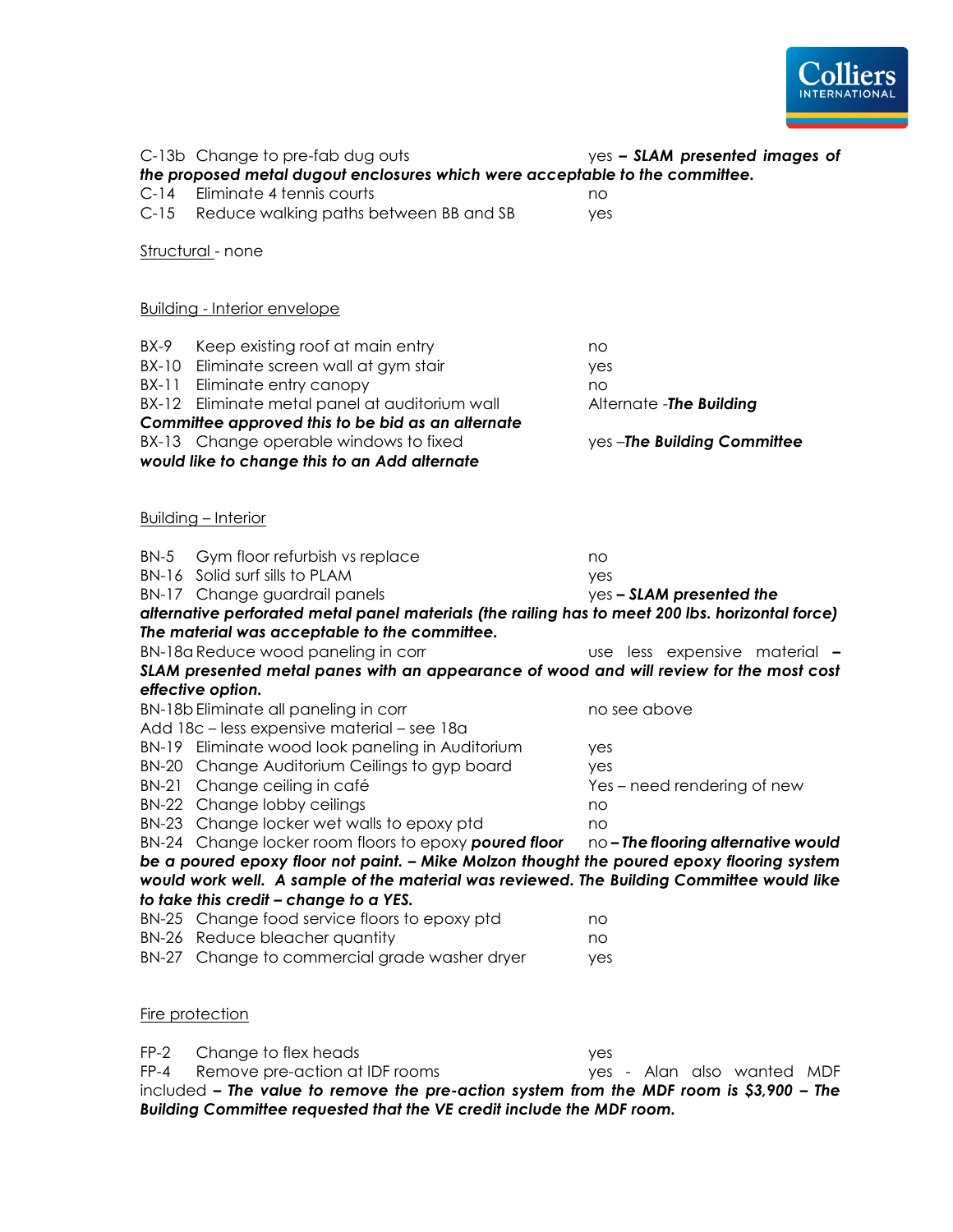C-13b Change to pre-fab dug outs yes ***– SLAM presented images of the proposed metal dugout enclosures which were acceptable to the committee.***

C-14 Eliminate 4 tennis courts no

C-15 Reduce walking paths between BB and SB yes

<u>Structural</u> - none

<u>Building - Interior envelope</u>

BX-9 Keep existing roof at main entry no

BX-10 Eliminate screen wall at gym stair yes

BX-11 Eliminate entry canopy no

BX-12 Eliminate metal panel at auditorium wall Alternate -***The Building Committee approved this to be bid as an alternate***

BX-13 Change operable windows to fixed yes –***The Building Committee would like to change this to an Add alternate***

<u>Building – Interior</u>

BN-5 Gym floor refurbish vs replace no

BN-16 Solid surf sills to PLAM yes

BN-17 Change guardrail panels yes ***– SLAM presented the alternative perforated metal panel materials (the railing has to meet 200 lbs. horizontal force) The material was acceptable to the committee.***

BN-18a Reduce wood paneling in corr use less expensive material ***– SLAM presented metal panes with an appearance of wood and will review for the most cost effective option.***

BN-18b Eliminate all paneling in corr no see above

Add 18c – less expensive material – see 18a

BN-19 Eliminate wood look paneling in Auditorium yes

BN-20 Change Auditorium Ceilings to gyp board yes

BN-21 Change ceiling in café Yes – need rendering of new

BN-22 Change lobby ceilings no

BN-23 Change locker wet walls to epoxy ptd no

BN-24 Change locker room floors to epoxy ***poured floor*** no ***– The flooring alternative would be a poured epoxy floor not paint. – Mike Molzon thought the poured epoxy flooring system would work well. A sample of the material was reviewed. The Building Committee would like to take this credit – change to a YES.***

BN-25 Change food service floors to epoxy ptd no

BN-26 Reduce bleacher quantity no

BN-27 Change to commercial grade washer dryer yes

<u>Fire protection</u>

FP-2 Change to flex heads yes

FP-4 Remove pre-action at IDF rooms yes - Alan also wanted MDF included ***– The value to remove the pre-action system from the MDF room is $3,900 – The Building Committee requested that the VE credit include the MDF room.***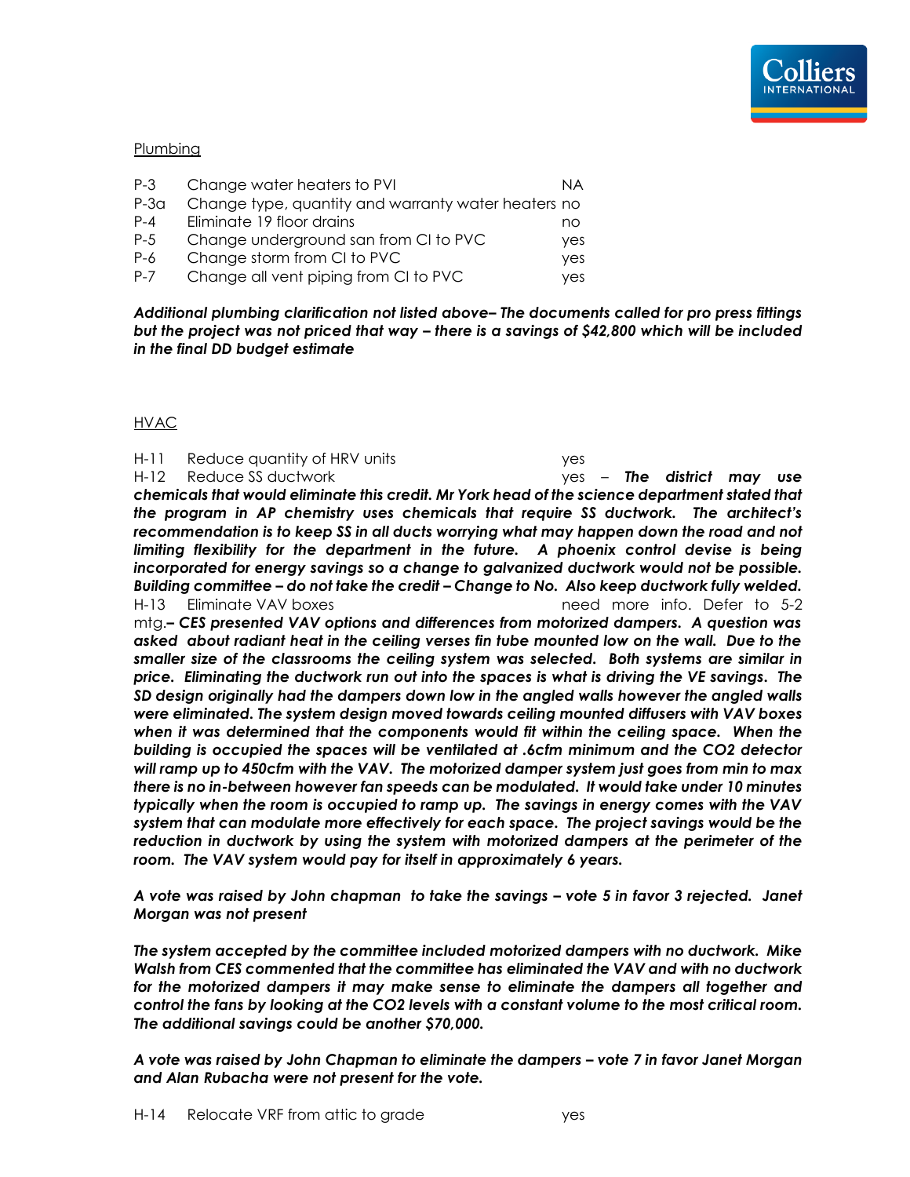Plumbing

| | | |
|---|---|---|
| P-3 | Change water heaters to PVI | NA |
| P-3a | Change type, quantity and warranty water heaters | no |
| P-4 | Eliminate 19 floor drains | no |
| P-5 | Change underground san from CI to PVC | yes |
| P-6 | Change storm from CI to PVC | yes |
| P-7 | Change all vent piping from CI to PVC | yes |

***Additional plumbing clarification not listed above– The documents called for pro press fittings but the project was not priced that way – there is a savings of $42,800 which will be included in the final DD budget estimate***

HVAC

H-11 Reduce quantity of HRV units yes

H-12 Reduce SS ductwork yes – ***The district may use chemicals that would eliminate this credit. Mr York head of the science department stated that the program in AP chemistry uses chemicals that require SS ductwork. The architect's recommendation is to keep SS in all ducts worrying what may happen down the road and not limiting flexibility for the department in the future. A phoenix control devise is being incorporated for energy savings so a change to galvanized ductwork would not be possible. Building committee – do not take the credit – Change to No. Also keep ductwork fully welded.***

H-13 Eliminate VAV boxes need more info. Defer to 5-2 mtg.***– CES presented VAV options and differences from motorized dampers. A question was asked about radiant heat in the ceiling verses fin tube mounted low on the wall. Due to the smaller size of the classrooms the ceiling system was selected. Both systems are similar in price. Eliminating the ductwork run out into the spaces is what is driving the VE savings. The SD design originally had the dampers down low in the angled walls however the angled walls were eliminated. The system design moved towards ceiling mounted diffusers with VAV boxes when it was determined that the components would fit within the ceiling space. When the building is occupied the spaces will be ventilated at .6cfm minimum and the CO2 detector will ramp up to 450cfm with the VAV. The motorized damper system just goes from min to max there is no in-between however fan speeds can be modulated. It would take under 10 minutes typically when the room is occupied to ramp up. The savings in energy comes with the VAV system that can modulate more effectively for each space. The project savings would be the reduction in ductwork by using the system with motorized dampers at the perimeter of the room. The VAV system would pay for itself in approximately 6 years.***

***A vote was raised by John chapman to take the savings – vote 5 in favor 3 rejected. Janet Morgan was not present***

***The system accepted by the committee included motorized dampers with no ductwork. Mike Walsh from CES commented that the committee has eliminated the VAV and with no ductwork for the motorized dampers it may make sense to eliminate the dampers all together and control the fans by looking at the CO2 levels with a constant volume to the most critical room. The additional savings could be another $70,000.***

***A vote was raised by John Chapman to eliminate the dampers – vote 7 in favor Janet Morgan and Alan Rubacha were not present for the vote.***

H-14 Relocate VRF from attic to grade yes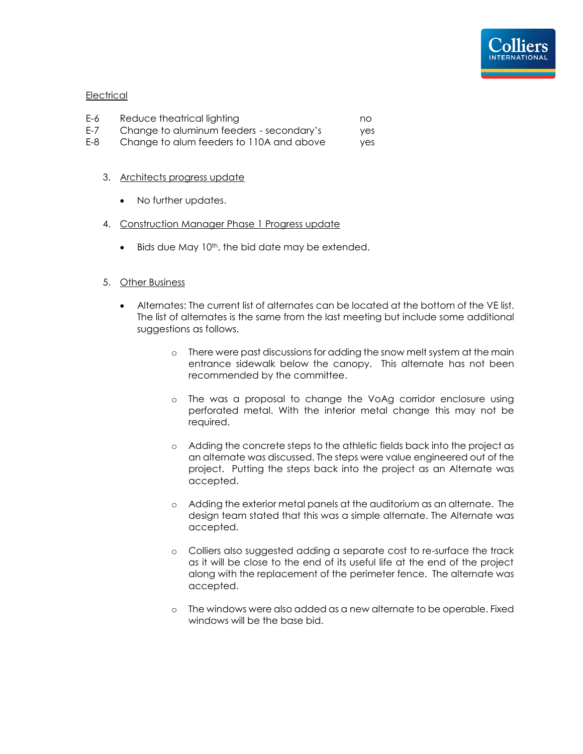Electrical

| | | |
|---|---|---|
| E-6 | Reduce theatrical lighting | no |
| E-7 | Change to aluminum feeders - secondary's | yes |
| E-8 | Change to alum feeders to 110A and above | yes |

3. Architects progress update

    - No further updates.

4. Construction Manager Phase 1 Progress update

    - Bids due May 10th, the bid date may be extended.

5. Other Business

    - Alternates: The current list of alternates can be located at the bottom of the VE list. The list of alternates is the same from the last meeting but include some additional suggestions as follows.

        - There were past discussions for adding the snow melt system at the main entrance sidewalk below the canopy. This alternate has not been recommended by the committee.

        - The was a proposal to change the VoAg corridor enclosure using perforated metal. With the interior metal change this may not be required.

        - Adding the concrete steps to the athletic fields back into the project as an alternate was discussed. The steps were value engineered out of the project. Putting the steps back into the project as an Alternate was accepted.

        - Adding the exterior metal panels at the auditorium as an alternate. The design team stated that this was a simple alternate. The Alternate was accepted.

        - Colliers also suggested adding a separate cost to re-surface the track as it will be close to the end of its useful life at the end of the project along with the replacement of the perimeter fence. The alternate was accepted.

        - The windows were also added as a new alternate to be operable. Fixed windows will be the base bid.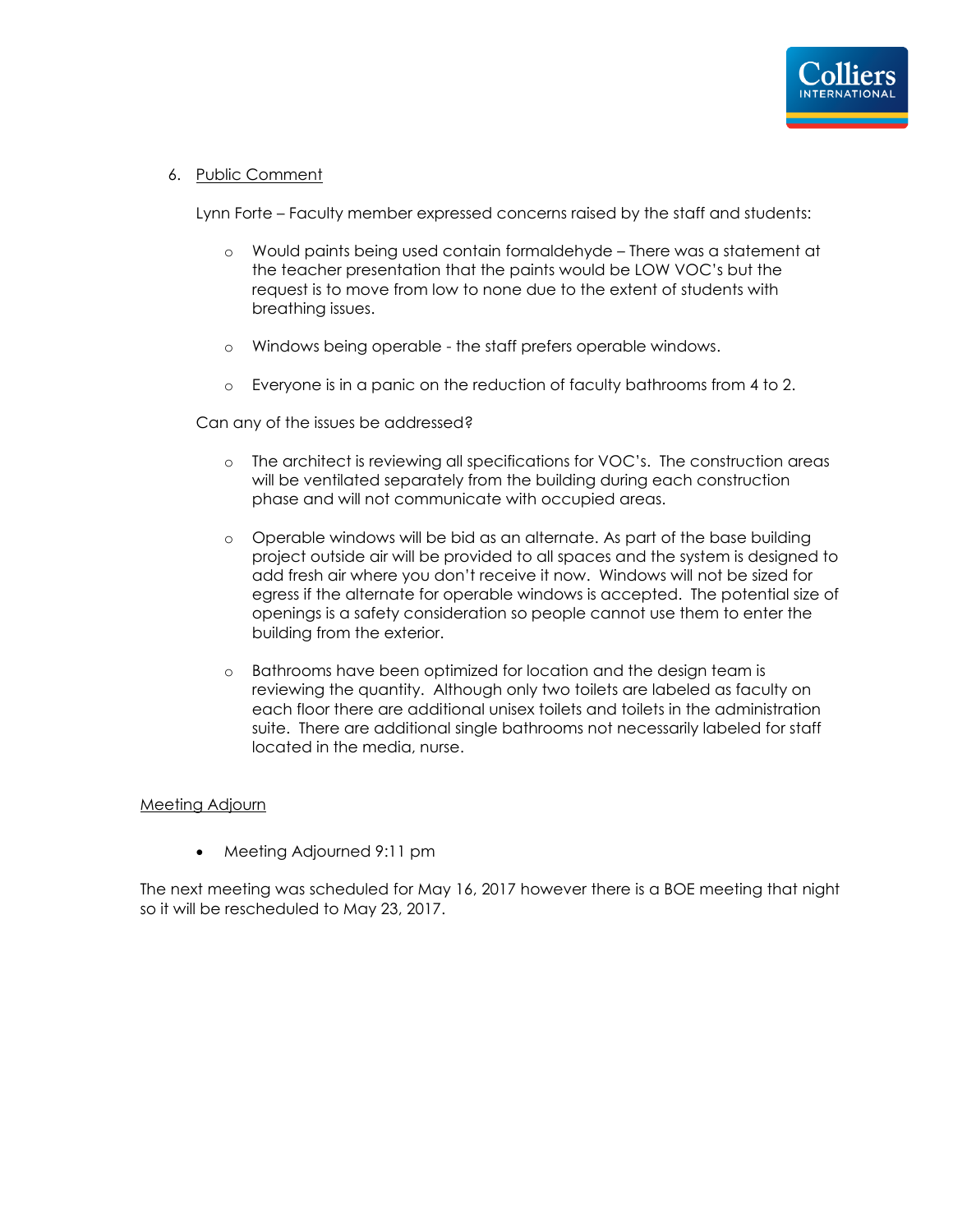6. Public Comment

   Lynn Forte – Faculty member expressed concerns raised by the staff and students:

   - Would paints being used contain formaldehyde – There was a statement at the teacher presentation that the paints would be LOW VOC's but the request is to move from low to none due to the extent of students with breathing issues.
   - Windows being operable - the staff prefers operable windows.
   - Everyone is in a panic on the reduction of faculty bathrooms from 4 to 2.

   Can any of the issues be addressed?

   - The architect is reviewing all specifications for VOC's. The construction areas will be ventilated separately from the building during each construction phase and will not communicate with occupied areas.
   - Operable windows will be bid as an alternate. As part of the base building project outside air will be provided to all spaces and the system is designed to add fresh air where you don't receive it now. Windows will not be sized for egress if the alternate for operable windows is accepted. The potential size of openings is a safety consideration so people cannot use them to enter the building from the exterior.
   - Bathrooms have been optimized for location and the design team is reviewing the quantity. Although only two toilets are labeled as faculty on each floor there are additional unisex toilets and toilets in the administration suite. There are additional single bathrooms not necessarily labeled for staff located in the media, nurse.

Meeting Adjourn

- Meeting Adjourned 9:11 pm

The next meeting was scheduled for May 16, 2017 however there is a BOE meeting that night so it will be rescheduled to May 23, 2017.